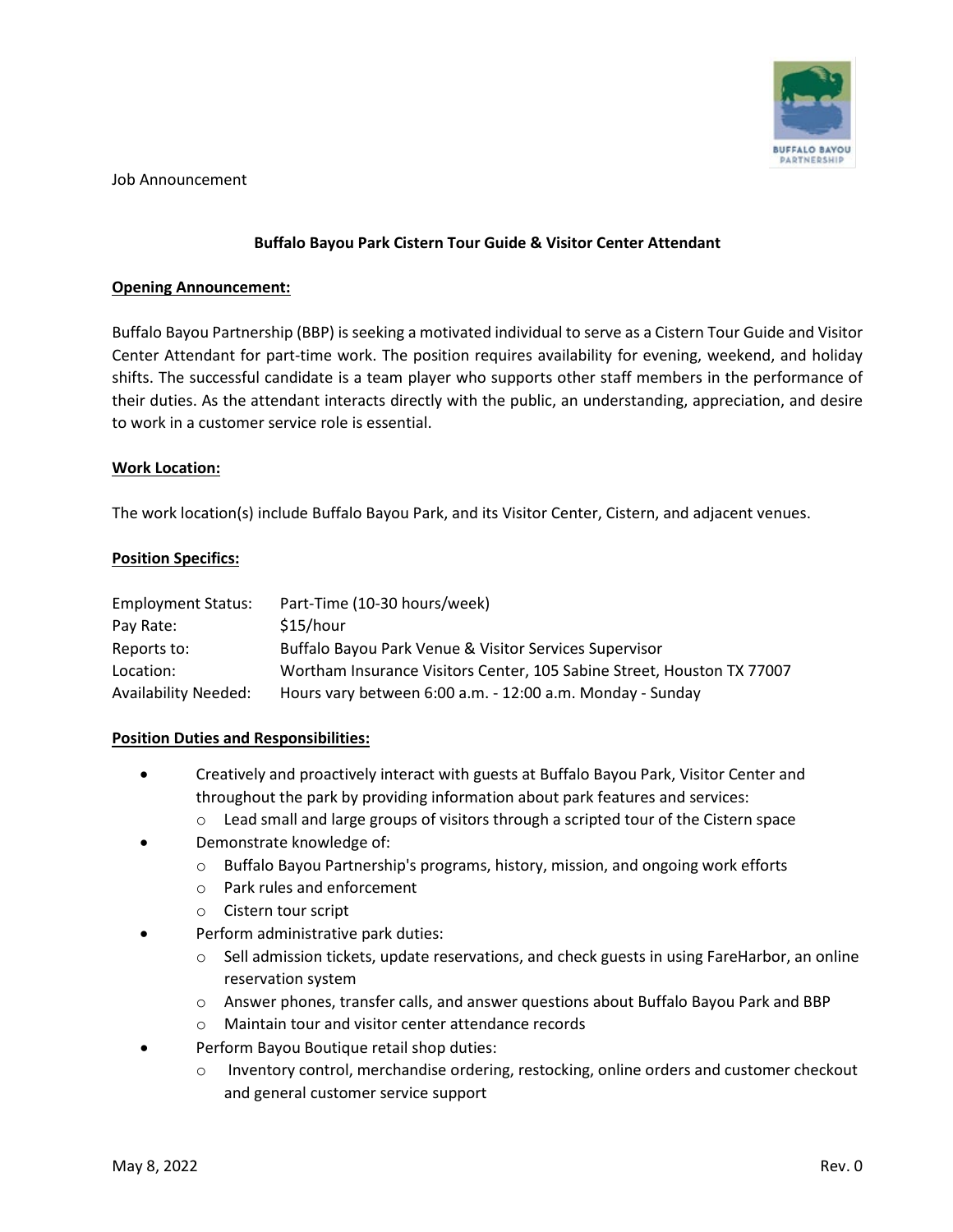Job Announcement

**Buffalo Bayou Park Cistern Tour Guide & Visitor Center Attendant**

**Opening Announcement:**

Buffalo Bayou Partnership (BBP) is seeking a motivated individual to serve as a Cistern Tour Guide and Visitor Center Attendant for part-time work. The position requires availability for evening, weekend, and holiday shifts. The successful candidate is a team player who supports other staff members in the performance of their duties. As the attendant interacts directly with the public, an understanding, appreciation, and desire to work in a customer service role is essential.

**Work Location:**

The work location(s) include Buffalo Bayou Park, and its Visitor Center, Cistern, and adjacent venues.

**Position Specifics:**

| | |
|---|---|
| Employment Status: | Part-Time (10-30 hours/week) |
| Pay Rate: | $15/hour |
| Reports to: | Buffalo Bayou Park Venue & Visitor Services Supervisor |
| Location: | Wortham Insurance Visitors Center, 105 Sabine Street, Houston TX 77007 |
| Availability Needed: | Hours vary between 6:00 a.m. - 12:00 a.m. Monday - Sunday |

**Position Duties and Responsibilities:**

- Creatively and proactively interact with guests at Buffalo Bayou Park, Visitor Center and throughout the park by providing information about park features and services:
  - Lead small and large groups of visitors through a scripted tour of the Cistern space
- Demonstrate knowledge of:
  - Buffalo Bayou Partnership's programs, history, mission, and ongoing work efforts
  - Park rules and enforcement
  - Cistern tour script
- Perform administrative park duties:
  - Sell admission tickets, update reservations, and check guests in using FareHarbor, an online reservation system
  - Answer phones, transfer calls, and answer questions about Buffalo Bayou Park and BBP
  - Maintain tour and visitor center attendance records
- Perform Bayou Boutique retail shop duties:
  - Inventory control, merchandise ordering, restocking, online orders and customer checkout and general customer service support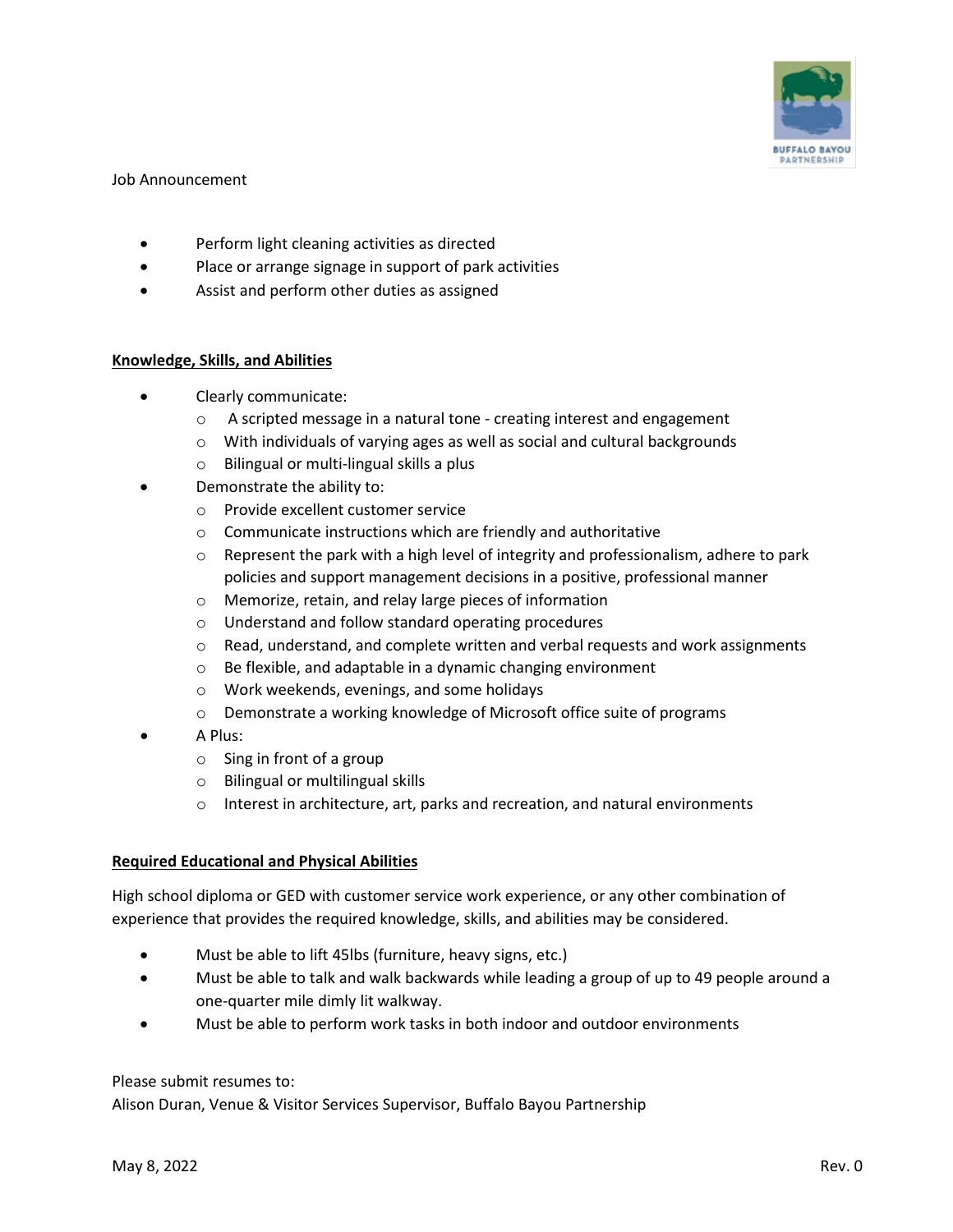Job Announcement

- Perform light cleaning activities as directed
- Place or arrange signage in support of park activities
- Assist and perform other duties as assigned

**Knowledge, Skills, and Abilities**

- Clearly communicate:
  - A scripted message in a natural tone - creating interest and engagement
  - With individuals of varying ages as well as social and cultural backgrounds
  - Bilingual or multi-lingual skills a plus
- Demonstrate the ability to:
  - Provide excellent customer service
  - Communicate instructions which are friendly and authoritative
  - Represent the park with a high level of integrity and professionalism, adhere to park policies and support management decisions in a positive, professional manner
  - Memorize, retain, and relay large pieces of information
  - Understand and follow standard operating procedures
  - Read, understand, and complete written and verbal requests and work assignments
  - Be flexible, and adaptable in a dynamic changing environment
  - Work weekends, evenings, and some holidays
  - Demonstrate a working knowledge of Microsoft office suite of programs
- A Plus:
  - Sing in front of a group
  - Bilingual or multilingual skills
  - Interest in architecture, art, parks and recreation, and natural environments

**Required Educational and Physical Abilities**

High school diploma or GED with customer service work experience, or any other combination of experience that provides the required knowledge, skills, and abilities may be considered.

- Must be able to lift 45lbs (furniture, heavy signs, etc.)
- Must be able to talk and walk backwards while leading a group of up to 49 people around a one-quarter mile dimly lit walkway.
- Must be able to perform work tasks in both indoor and outdoor environments

Please submit resumes to:
Alison Duran, Venue & Visitor Services Supervisor, Buffalo Bayou Partnership

May 8, 2022 Rev. 0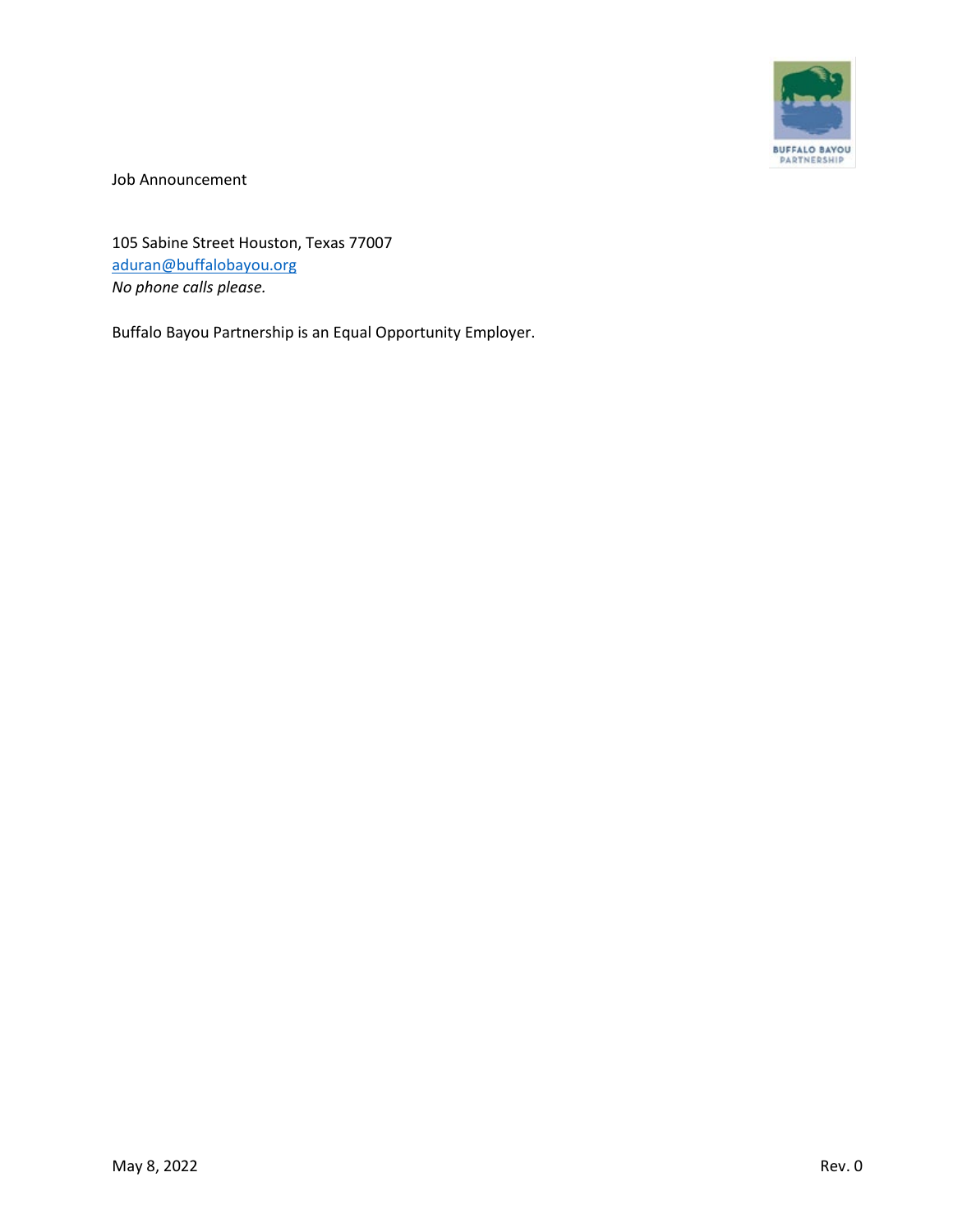Job Announcement

105 Sabine Street Houston, Texas 77007
aduran@buffalobayou.org
*No phone calls please.*

Buffalo Bayou Partnership is an Equal Opportunity Employer.